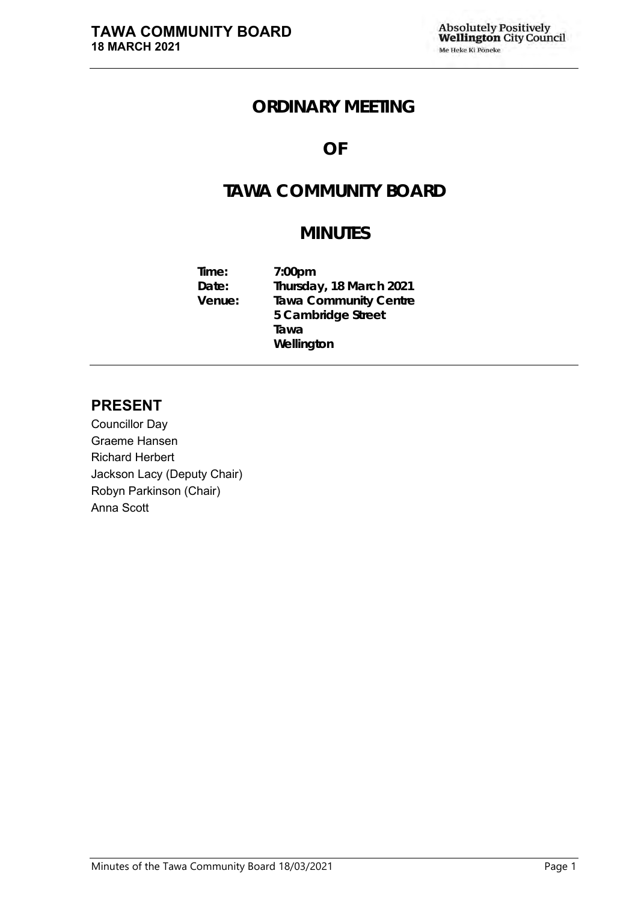# ORDINARY MEETING

# OF

# TAWA COMMUNITY BOARD

# MINUTES

**Time:** 7:00pm
**Date:** Thursday, 18 March 2021
**Venue:** Tawa Community Centre
5 Cambridge Street
Tawa
Wellington

## PRESENT

Councillor Day
Graeme Hansen
Richard Herbert
Jackson Lacy (Deputy Chair)
Robyn Parkinson (Chair)
Anna Scott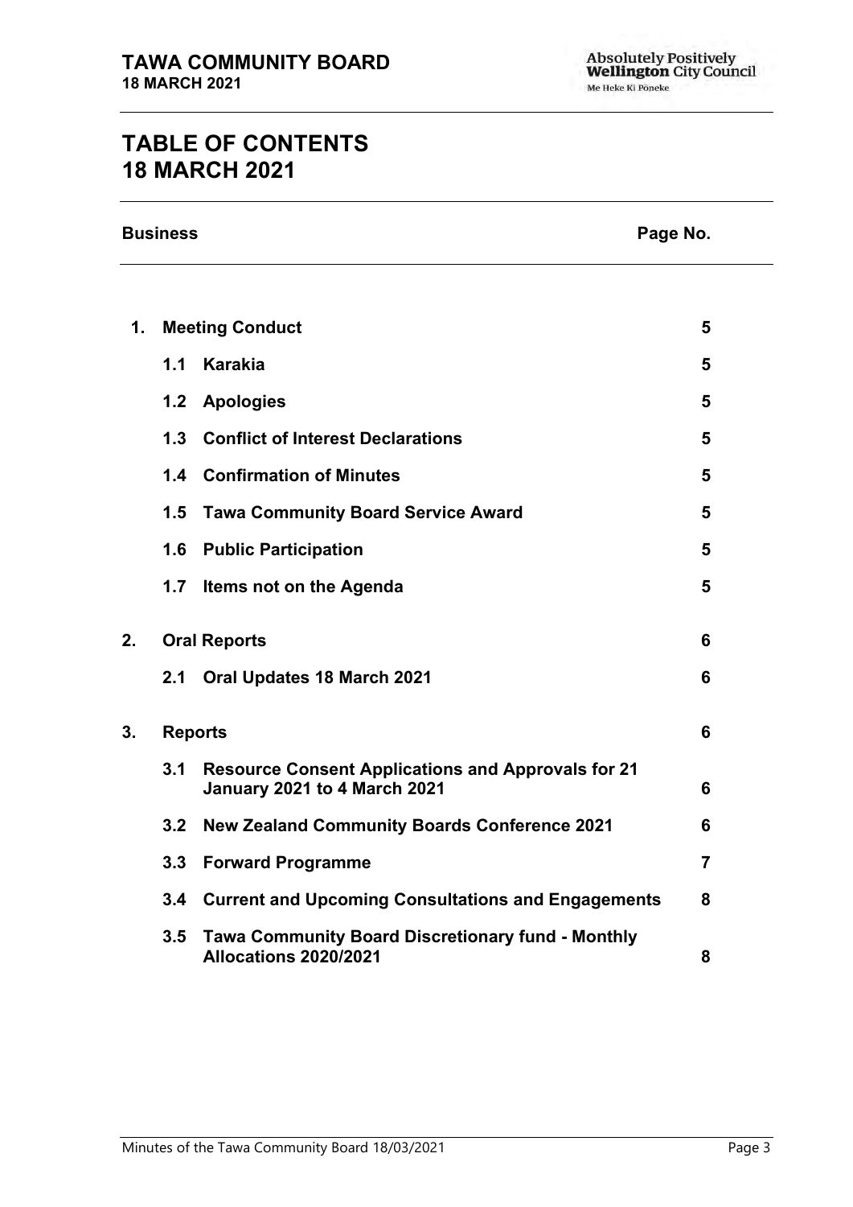# TABLE OF CONTENTS
# 18 MARCH 2021

| Business | | Page No. |
|---|---|---|
| **1.** | **Meeting Conduct** | **5** |
| **1.1** | **Karakia** | **5** |
| **1.2** | **Apologies** | **5** |
| **1.3** | **Conflict of Interest Declarations** | **5** |
| **1.4** | **Confirmation of Minutes** | **5** |
| **1.5** | **Tawa Community Board Service Award** | **5** |
| **1.6** | **Public Participation** | **5** |
| **1.7** | **Items not on the Agenda** | **5** |
| **2.** | **Oral Reports** | **6** |
| **2.1** | **Oral Updates 18 March 2021** | **6** |
| **3.** | **Reports** | **6** |
| **3.1** | **Resource Consent Applications and Approvals for 21 January 2021 to 4 March 2021** | **6** |
| **3.2** | **New Zealand Community Boards Conference 2021** | **6** |
| **3.3** | **Forward Programme** | **7** |
| **3.4** | **Current and Upcoming Consultations and Engagements** | **8** |
| **3.5** | **Tawa Community Board Discretionary fund - Monthly Allocations 2020/2021** | **8** |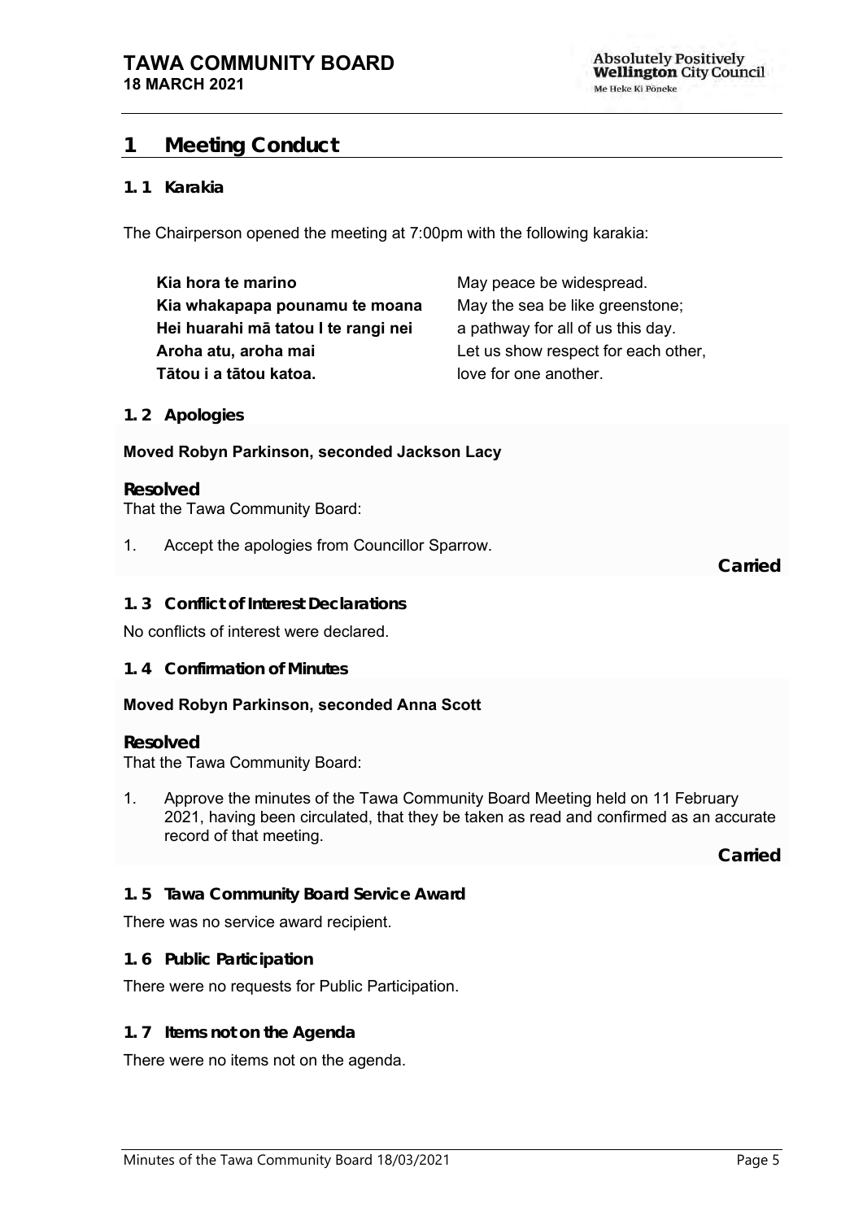# 1 Meeting Conduct

## 1. 1 Karakia

The Chairperson opened the meeting at 7:00pm with the following karakia:

| | |
|---|---|
| **Kia hora te marino** | May peace be widespread. |
| **Kia whakapapa pounamu te moana** | May the sea be like greenstone; |
| **Hei huarahi mā tatou I te rangi nei** | a pathway for all of us this day. |
| **Aroha atu, aroha mai** | Let us show respect for each other, |
| **Tātou i a tātou katoa.** | love for one another. |

## 1. 2 Apologies

**Moved Robyn Parkinson, seconded Jackson Lacy**

### Resolved

That the Tawa Community Board:

1. Accept the apologies from Councillor Sparrow.

**Carried**

## 1. 3 Conflict of Interest Declarations

No conflicts of interest were declared.

## 1. 4 Confirmation of Minutes

**Moved Robyn Parkinson, seconded Anna Scott**

### Resolved

That the Tawa Community Board:

1. Approve the minutes of the Tawa Community Board Meeting held on 11 February 2021, having been circulated, that they be taken as read and confirmed as an accurate record of that meeting.

**Carried**

## 1. 5 Tawa Community Board Service Award

There was no service award recipient.

## 1. 6 Public Participation

There were no requests for Public Participation.

## 1. 7 Items not on the Agenda

There were no items not on the agenda.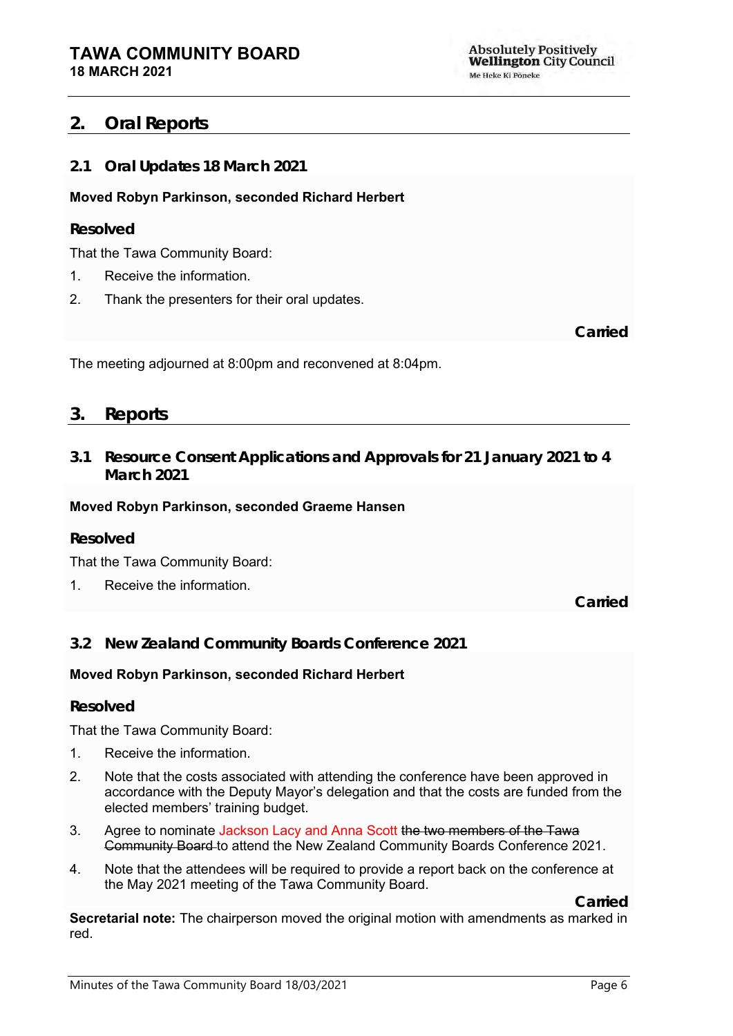## 2. Oral Reports

### 2.1 Oral Updates 18 March 2021

**Moved Robyn Parkinson, seconded Richard Herbert**

**Resolved**

That the Tawa Community Board:

1. Receive the information.
2. Thank the presenters for their oral updates.

**Carried**

The meeting adjourned at 8:00pm and reconvened at 8:04pm.

## 3. Reports

### 3.1 Resource Consent Applications and Approvals for 21 January 2021 to 4 March 2021

**Moved Robyn Parkinson, seconded Graeme Hansen**

**Resolved**

That the Tawa Community Board:

1. Receive the information.

**Carried**

### 3.2 New Zealand Community Boards Conference 2021

**Moved Robyn Parkinson, seconded Richard Herbert**

**Resolved**

That the Tawa Community Board:

1. Receive the information.
2. Note that the costs associated with attending the conference have been approved in accordance with the Deputy Mayor's delegation and that the costs are funded from the elected members' training budget.
3. Agree to nominate Jackson Lacy and Anna Scott ~~the two members of the Tawa Community Board~~ to attend the New Zealand Community Boards Conference 2021.
4. Note that the attendees will be required to provide a report back on the conference at the May 2021 meeting of the Tawa Community Board.

**Carried**

**Secretarial note:** The chairperson moved the original motion with amendments as marked in red.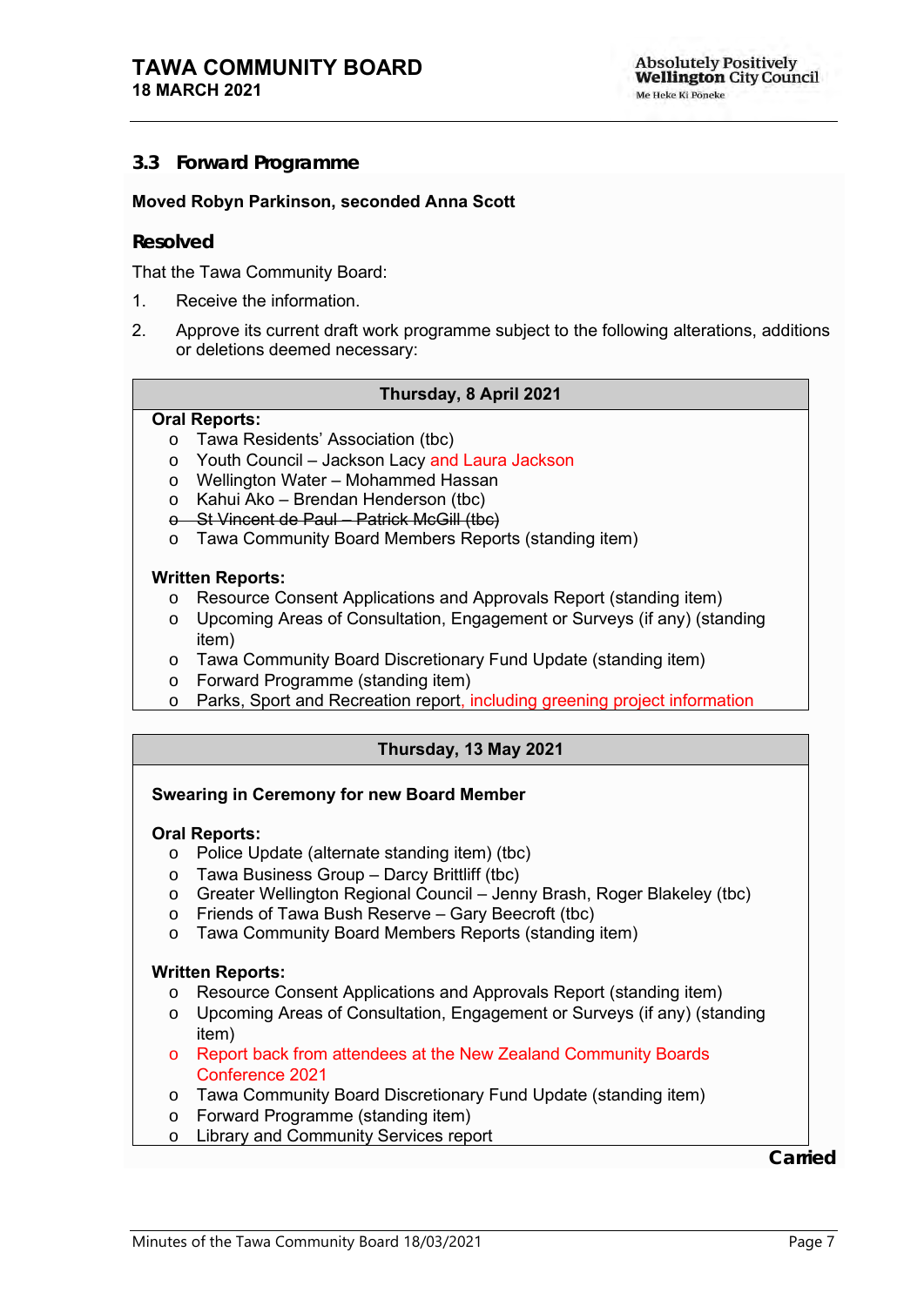### 3.3 Forward Programme

**Moved Robyn Parkinson, seconded Anna Scott**

### Resolved

That the Tawa Community Board:

1. Receive the information.

2. Approve its current draft work programme subject to the following alterations, additions or deletions deemed necessary:

| Thursday, 8 April 2021 |
|---|
| **Oral Reports:**<br>o Tawa Residents' Association (tbc)<br>o Youth Council – Jackson Lacy and Laura Jackson<br>o Wellington Water – Mohammed Hassan<br>o Kahui Ako – Brendan Henderson (tbc)<br>o ~~St Vincent de Paul – Patrick McGill (tbc)~~<br>o Tawa Community Board Members Reports (standing item)<br><br>**Written Reports:**<br>o Resource Consent Applications and Approvals Report (standing item)<br>o Upcoming Areas of Consultation, Engagement or Surveys (if any) (standing item)<br>o Tawa Community Board Discretionary Fund Update (standing item)<br>o Forward Programme (standing item)<br>o Parks, Sport and Recreation report, including greening project information |

| Thursday, 13 May 2021 |
|---|
| **Swearing in Ceremony for new Board Member**<br><br>**Oral Reports:**<br>o Police Update (alternate standing item) (tbc)<br>o Tawa Business Group – Darcy Brittliff (tbc)<br>o Greater Wellington Regional Council – Jenny Brash, Roger Blakeley (tbc)<br>o Friends of Tawa Bush Reserve – Gary Beecroft (tbc)<br>o Tawa Community Board Members Reports (standing item)<br><br>**Written Reports:**<br>o Resource Consent Applications and Approvals Report (standing item)<br>o Upcoming Areas of Consultation, Engagement or Surveys (if any) (standing item)<br>o Report back from attendees at the New Zealand Community Boards Conference 2021<br>o Tawa Community Board Discretionary Fund Update (standing item)<br>o Forward Programme (standing item)<br>o Library and Community Services report |

**Carried**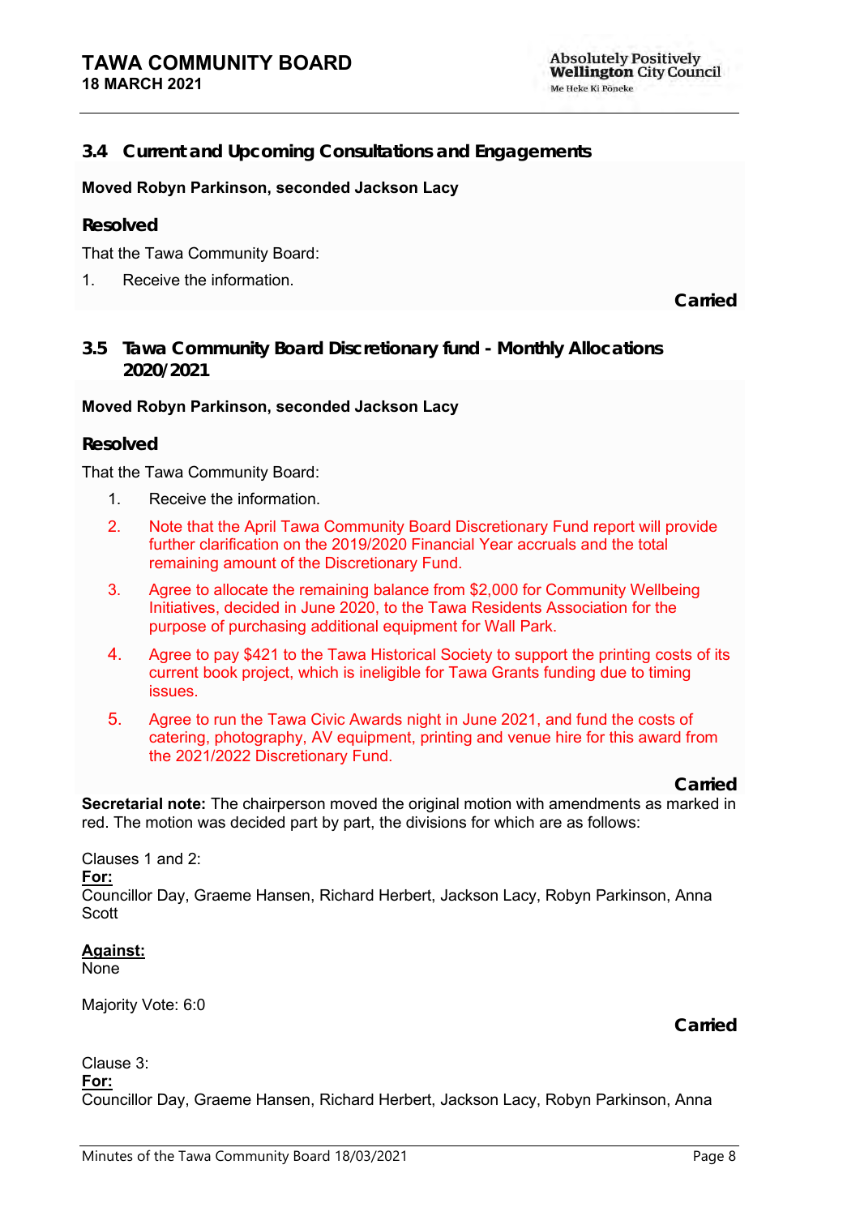### 3.4 Current and Upcoming Consultations and Engagements

**Moved Robyn Parkinson, seconded Jackson Lacy**

#### Resolved

That the Tawa Community Board:

1. Receive the information.

**Carried**

### 3.5 Tawa Community Board Discretionary fund - Monthly Allocations 2020/2021

**Moved Robyn Parkinson, seconded Jackson Lacy**

#### Resolved

That the Tawa Community Board:

1. Receive the information.
2. Note that the April Tawa Community Board Discretionary Fund report will provide further clarification on the 2019/2020 Financial Year accruals and the total remaining amount of the Discretionary Fund.
3. Agree to allocate the remaining balance from $2,000 for Community Wellbeing Initiatives, decided in June 2020, to the Tawa Residents Association for the purpose of purchasing additional equipment for Wall Park.
4. Agree to pay $421 to the Tawa Historical Society to support the printing costs of its current book project, which is ineligible for Tawa Grants funding due to timing issues.
5. Agree to run the Tawa Civic Awards night in June 2021, and fund the costs of catering, photography, AV equipment, printing and venue hire for this award from the 2021/2022 Discretionary Fund.

**Carried**

**Secretarial note:** The chairperson moved the original motion with amendments as marked in red. The motion was decided part by part, the divisions for which are as follows:

Clauses 1 and 2:

**For:**
Councillor Day, Graeme Hansen, Richard Herbert, Jackson Lacy, Robyn Parkinson, Anna Scott

**Against:**
None

Majority Vote: 6:0

**Carried**

Clause 3:

**For:**
Councillor Day, Graeme Hansen, Richard Herbert, Jackson Lacy, Robyn Parkinson, Anna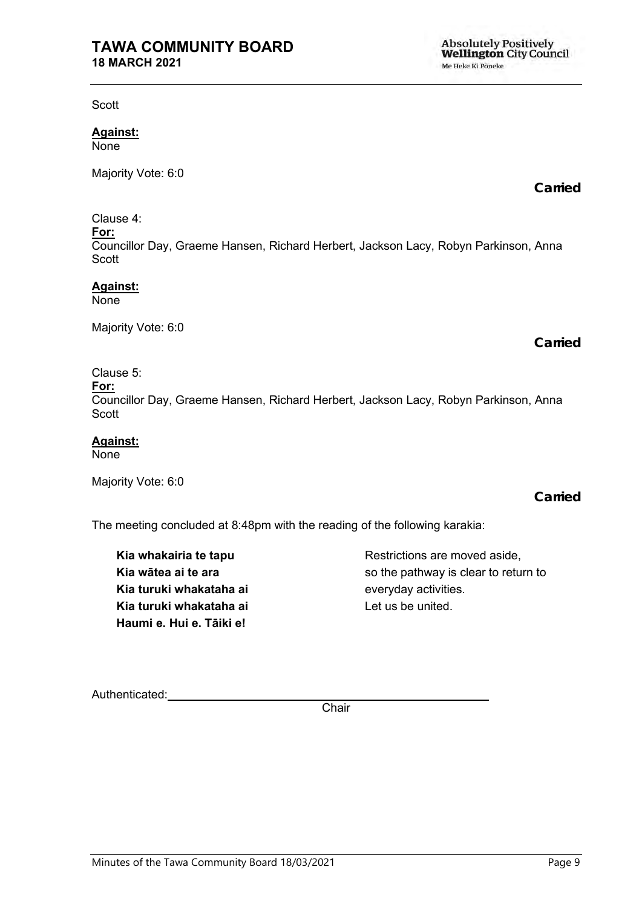Scott

**Against:**
None

Majority Vote: 6:0

**Carried**

Clause 4:
**For:**
Councillor Day, Graeme Hansen, Richard Herbert, Jackson Lacy, Robyn Parkinson, Anna Scott

**Against:**
None

Majority Vote: 6:0

**Carried**

Clause 5:
**For:**
Councillor Day, Graeme Hansen, Richard Herbert, Jackson Lacy, Robyn Parkinson, Anna Scott

**Against:**
None

Majority Vote: 6:0

**Carried**

The meeting concluded at 8:48pm with the reading of the following karakia:

| | |
|---|---|
| **Kia whakairia te tapu** | Restrictions are moved aside, |
| **Kia wātea ai te ara** | so the pathway is clear to return to |
| **Kia turuki whakataha ai** | everyday activities. |
| **Kia turuki whakataha ai** | Let us be united. |
| **Haumi e. Hui e. Tāiki e!** | |

Authenticated: _______________________________________________
Chair